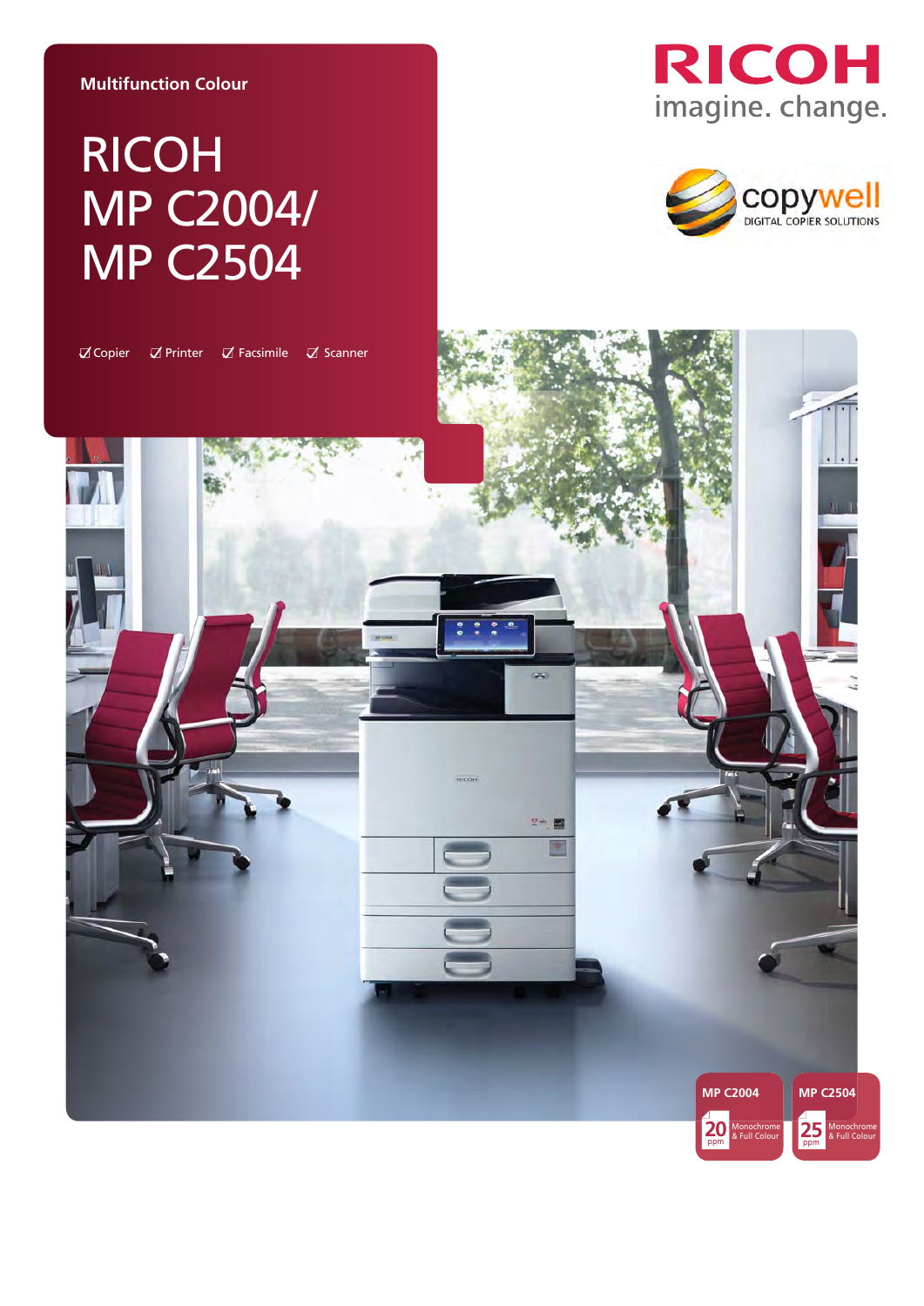Multifunction Colour

# RICOH MP C2004/ MP C2504

☑ Copier ☑ Printer ☑ Facsimile ☑ Scanner

RICOH
imagine. change.

copywell
DIGITAL COPIER SOLUTIONS

**MP C2004**
20 ppm Monochrome & Full Colour

**MP C2504**
25 ppm Monochrome & Full Colour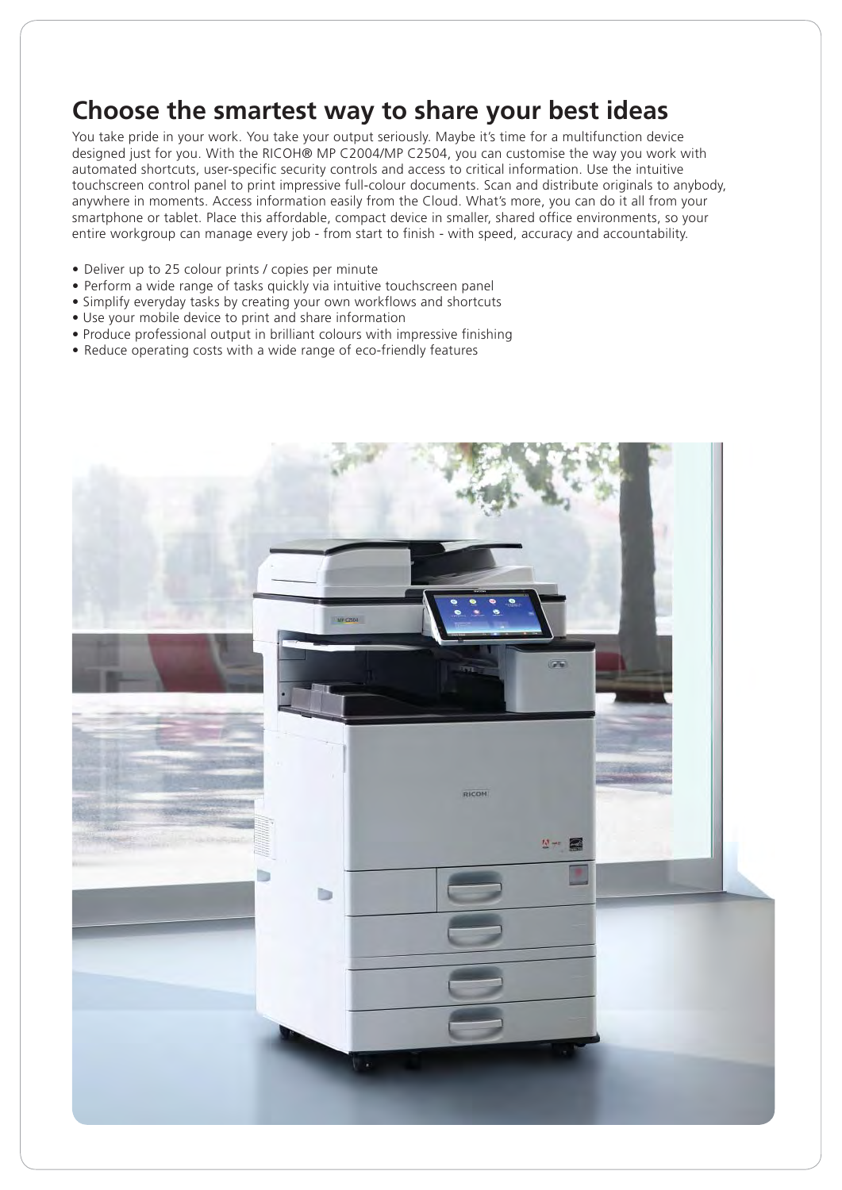## Choose the smartest way to share your best ideas

You take pride in your work. You take your output seriously. Maybe it's time for a multifunction device designed just for you. With the RICOH® MP C2004/MP C2504, you can customise the way you work with automated shortcuts, user-specific security controls and access to critical information. Use the intuitive touchscreen control panel to print impressive full-colour documents. Scan and distribute originals to anybody, anywhere in moments. Access information easily from the Cloud. What's more, you can do it all from your smartphone or tablet. Place this affordable, compact device in smaller, shared office environments, so your entire workgroup can manage every job - from start to finish - with speed, accuracy and accountability.

- Deliver up to 25 colour prints / copies per minute
- Perform a wide range of tasks quickly via intuitive touchscreen panel
- Simplify everyday tasks by creating your own workflows and shortcuts
- Use your mobile device to print and share information
- Produce professional output in brilliant colours with impressive finishing
- Reduce operating costs with a wide range of eco-friendly features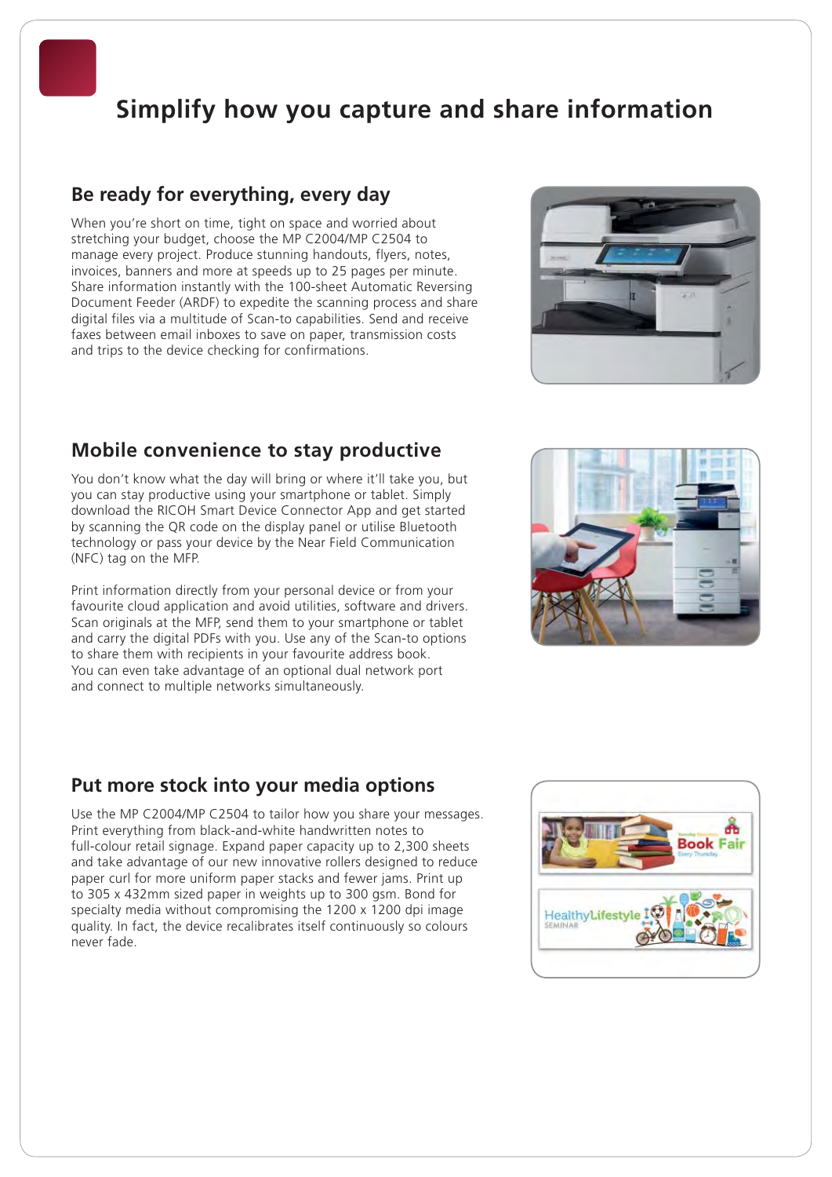# Simplify how you capture and share information

## Be ready for everything, every day

When you're short on time, tight on space and worried about stretching your budget, choose the MP C2004/MP C2504 to manage every project. Produce stunning handouts, flyers, notes, invoices, banners and more at speeds up to 25 pages per minute. Share information instantly with the 100-sheet Automatic Reversing Document Feeder (ARDF) to expedite the scanning process and share digital files via a multitude of Scan-to capabilities. Send and receive faxes between email inboxes to save on paper, transmission costs and trips to the device checking for confirmations.

## Mobile convenience to stay productive

You don't know what the day will bring or where it'll take you, but you can stay productive using your smartphone or tablet. Simply download the RICOH Smart Device Connector App and get started by scanning the QR code on the display panel or utilise Bluetooth technology or pass your device by the Near Field Communication (NFC) tag on the MFP.

Print information directly from your personal device or from your favourite cloud application and avoid utilities, software and drivers. Scan originals at the MFP, send them to your smartphone or tablet and carry the digital PDFs with you. Use any of the Scan-to options to share them with recipients in your favourite address book. You can even take advantage of an optional dual network port and connect to multiple networks simultaneously.

## Put more stock into your media options

Use the MP C2004/MP C2504 to tailor how you share your messages. Print everything from black-and-white handwritten notes to full-colour retail signage. Expand paper capacity up to 2,300 sheets and take advantage of our new innovative rollers designed to reduce paper curl for more uniform paper stacks and fewer jams. Print up to 305 x 432mm sized paper in weights up to 300 gsm. Bond for specialty media without compromising the 1200 x 1200 dpi image quality. In fact, the device recalibrates itself continuously so colours never fade.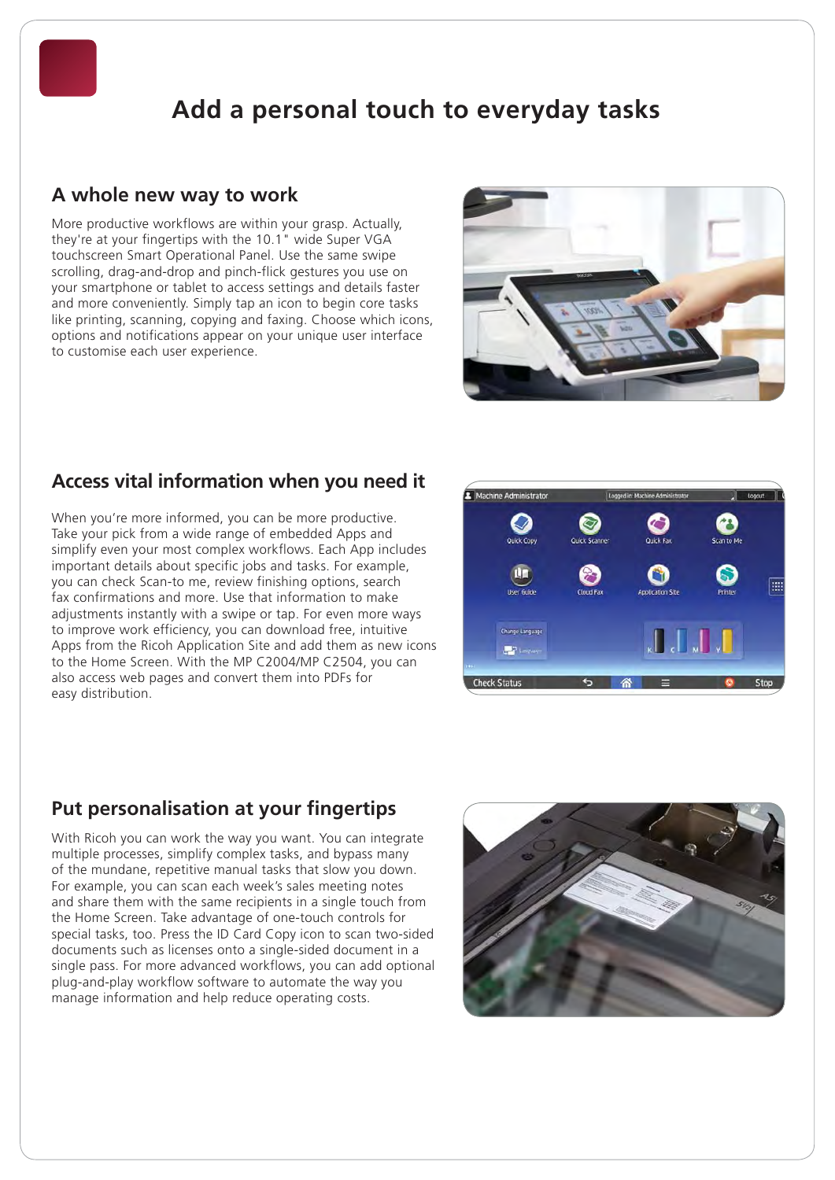# Add a personal touch to everyday tasks

## A whole new way to work

More productive workflows are within your grasp. Actually, they're at your fingertips with the 10.1" wide Super VGA touchscreen Smart Operational Panel. Use the same swipe scrolling, drag-and-drop and pinch-flick gestures you use on your smartphone or tablet to access settings and details faster and more conveniently. Simply tap an icon to begin core tasks like printing, scanning, copying and faxing. Choose which icons, options and notifications appear on your unique user interface to customise each user experience.

## Access vital information when you need it

When you're more informed, you can be more productive. Take your pick from a wide range of embedded Apps and simplify even your most complex workflows. Each App includes important details about specific jobs and tasks. For example, you can check Scan-to me, review finishing options, search fax confirmations and more. Use that information to make adjustments instantly with a swipe or tap. For even more ways to improve work efficiency, you can download free, intuitive Apps from the Ricoh Application Site and add them as new icons to the Home Screen. With the MP C2004/MP C2504, you can also access web pages and convert them into PDFs for easy distribution.

## Put personalisation at your fingertips

With Ricoh you can work the way you want. You can integrate multiple processes, simplify complex tasks, and bypass many of the mundane, repetitive manual tasks that slow you down. For example, you can scan each week's sales meeting notes and share them with the same recipients in a single touch from the Home Screen. Take advantage of one-touch controls for special tasks, too. Press the ID Card Copy icon to scan two-sided documents such as licenses onto a single-sided document in a single pass. For more advanced workflows, you can add optional plug-and-play workflow software to automate the way you manage information and help reduce operating costs.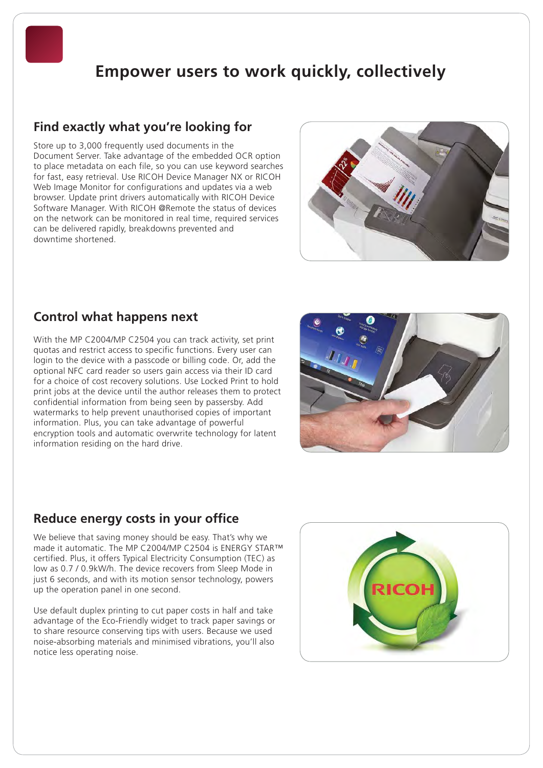# Empower users to work quickly, collectively

## Find exactly what you're looking for

Store up to 3,000 frequently used documents in the Document Server. Take advantage of the embedded OCR option to place metadata on each file, so you can use keyword searches for fast, easy retrieval. Use RICOH Device Manager NX or RICOH Web Image Monitor for configurations and updates via a web browser. Update print drivers automatically with RICOH Device Software Manager. With RICOH @Remote the status of devices on the network can be monitored in real time, required services can be delivered rapidly, breakdowns prevented and downtime shortened.

## Control what happens next

With the MP C2004/MP C2504 you can track activity, set print quotas and restrict access to specific functions. Every user can login to the device with a passcode or billing code. Or, add the optional NFC card reader so users gain access via their ID card for a choice of cost recovery solutions. Use Locked Print to hold print jobs at the device until the author releases them to protect confidential information from being seen by passersby. Add watermarks to help prevent unauthorised copies of important information. Plus, you can take advantage of powerful encryption tools and automatic overwrite technology for latent information residing on the hard drive.

## Reduce energy costs in your office

We believe that saving money should be easy. That's why we made it automatic. The MP C2004/MP C2504 is ENERGY STAR™ certified. Plus, it offers Typical Electricity Consumption (TEC) as low as 0.7 / 0.9kW/h. The device recovers from Sleep Mode in just 6 seconds, and with its motion sensor technology, powers up the operation panel in one second.

Use default duplex printing to cut paper costs in half and take advantage of the Eco-Friendly widget to track paper savings or to share resource conserving tips with users. Because we used noise-absorbing materials and minimised vibrations, you'll also notice less operating noise.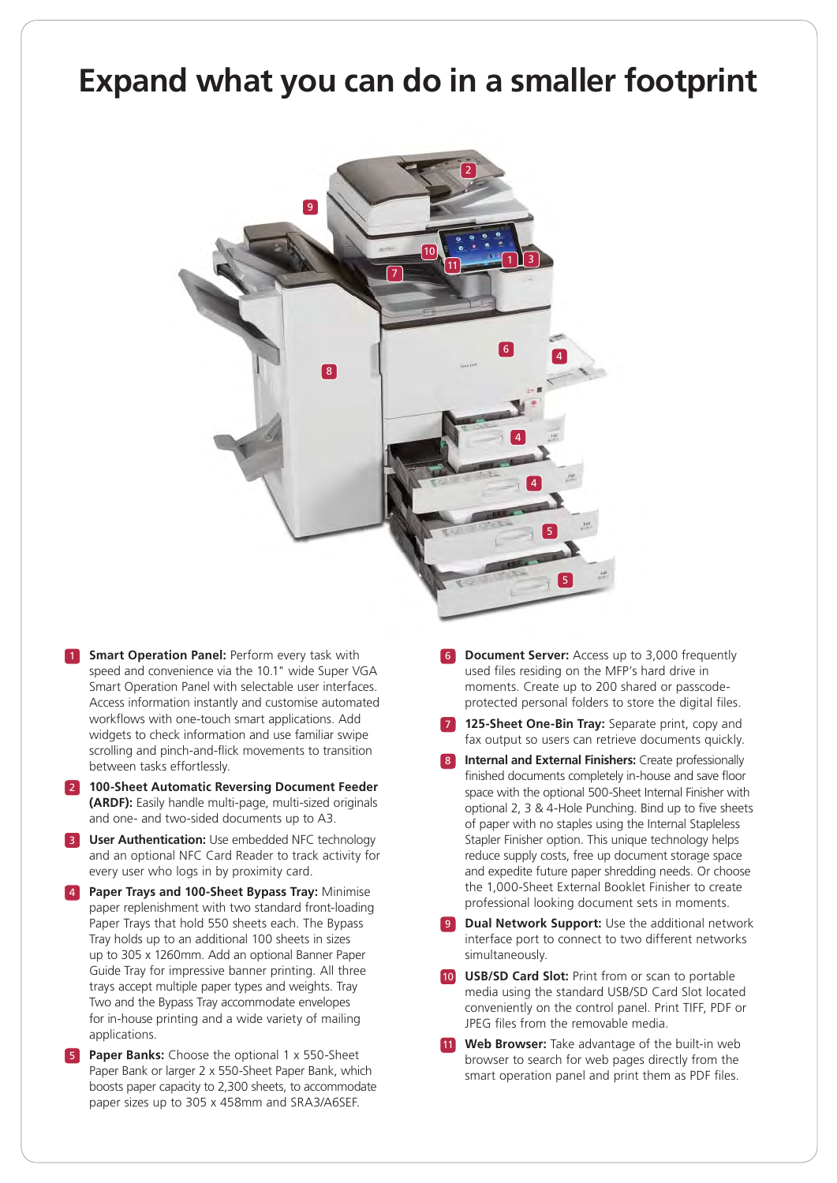# Expand what you can do in a smaller footprint

1. **Smart Operation Panel:** Perform every task with speed and convenience via the 10.1" wide Super VGA Smart Operation Panel with selectable user interfaces. Access information instantly and customise automated workflows with one-touch smart applications. Add widgets to check information and use familiar swipe scrolling and pinch-and-flick movements to transition between tasks effortlessly.

2. **100-Sheet Automatic Reversing Document Feeder (ARDF):** Easily handle multi-page, multi-sized originals and one- and two-sided documents up to A3.

3. **User Authentication:** Use embedded NFC technology and an optional NFC Card Reader to track activity for every user who logs in by proximity card.

4. **Paper Trays and 100-Sheet Bypass Tray:** Minimise paper replenishment with two standard front-loading Paper Trays that hold 550 sheets each. The Bypass Tray holds up to an additional 100 sheets in sizes up to 305 x 1260mm. Add an optional Banner Paper Guide Tray for impressive banner printing. All three trays accept multiple paper types and weights. Tray Two and the Bypass Tray accommodate envelopes for in-house printing and a wide variety of mailing applications.

5. **Paper Banks:** Choose the optional 1 x 550-Sheet Paper Bank or larger 2 x 550-Sheet Paper Bank, which boosts paper capacity to 2,300 sheets, to accommodate paper sizes up to 305 x 458mm and SRA3/A6SEF.

6. **Document Server:** Access up to 3,000 frequently used files residing on the MFP's hard drive in moments. Create up to 200 shared or passcode-protected personal folders to store the digital files.

7. **125-Sheet One-Bin Tray:** Separate print, copy and fax output so users can retrieve documents quickly.

8. **Internal and External Finishers:** Create professionally finished documents completely in-house and save floor space with the optional 500-Sheet Internal Finisher with optional 2, 3 & 4-Hole Punching. Bind up to five sheets of paper with no staples using the Internal Stapleless Stapler Finisher option. This unique technology helps reduce supply costs, free up document storage space and expedite future paper shredding needs. Or choose the 1,000-Sheet External Booklet Finisher to create professional looking document sets in moments.

9. **Dual Network Support:** Use the additional network interface port to connect to two different networks simultaneously.

10. **USB/SD Card Slot:** Print from or scan to portable media using the standard USB/SD Card Slot located conveniently on the control panel. Print TIFF, PDF or JPEG files from the removable media.

11. **Web Browser:** Take advantage of the built-in web browser to search for web pages directly from the smart operation panel and print them as PDF files.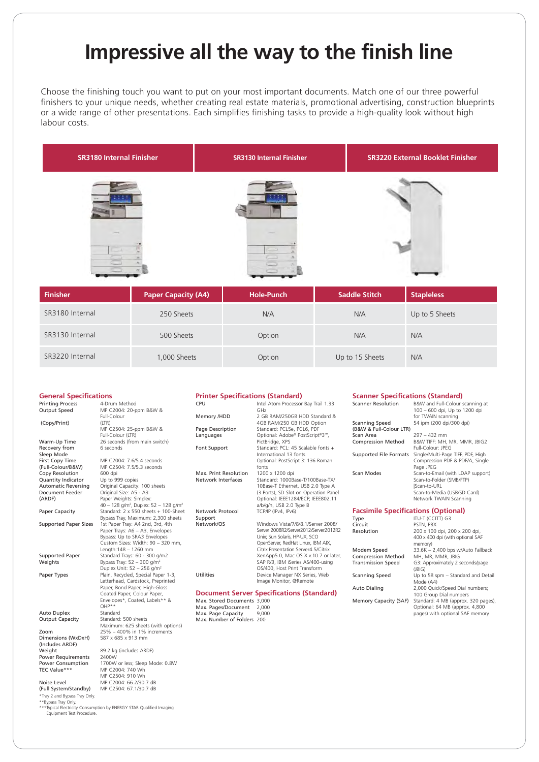# Impressive all the way to the finish line

Choose the finishing touch you want to put on your most important documents. Match one of our three powerful finishers to your unique needs, whether creating real estate materials, promotional advertising, construction blueprints or a wide range of other presentations. Each simplifies finishing tasks to provide a high-quality look without high labour costs.

| SR3180 Internal Finisher | SR3130 Internal Finisher | SR3220 External Booklet Finisher |
|---|---|---|

| Finisher | Paper Capacity (A4) | Hole-Punch | Saddle Stitch | Stapleless |
|---|---|---|---|---|
| SR3180 Internal | 250 Sheets | N/A | N/A | Up to 5 Sheets |
| SR3130 Internal | 500 Sheets | Option | N/A | N/A |
| SR3220 Internal | 1,000 Sheets | Option | Up to 15 Sheets | N/A |

## General Specifications

| | |
|---|---|
| Printing Process | 4-Drum Method |
| Output Speed (Copy/Print) | MP C2004: 20-ppm B&W & Full-Colour (LTR)<br>MP C2504: 25-ppm B&W & Full-Colour (LTR) |
| Warm-Up Time | 26 seconds (from main switch) |
| Recovery from Sleep Mode | 6 seconds |
| First Copy Time (Full-Colour/B&W) | MP C2004: 7.6/5.4 seconds<br>MP C2504: 7.5/5.3 seconds |
| Copy Resolution | 600 dpi |
| Quantity Indicator | Up to 999 copies |
| Automatic Reversing Document Feeder (ARDF) | Original Capacity: 100 sheets<br>Original Size: A5 - A3<br>Paper Weights: Simplex: 40 – 128 g/m², Duplex: 52 – 128 g/m² |
| Paper Capacity | Standard: 2 x 550 sheets + 100-Sheet Bypass Tray, Maximum: 2,300 sheets |
| Supported Paper Sizes | 1st Paper Tray: A4 2nd, 3rd, 4th Paper Trays: A6 – A3, Envelopes<br>Bypass: Up to SRA3 Envelopes<br>Custom Sizes: Width: 90 – 320 mm, Length: 148 – 1260 mm |
| Supported Paper Weights | Standard Trays: 60 - 300 g/m2<br>Bypass Tray: 52 – 300 g/m²<br>Duplex Unit: 52 – 256 g/m² |
| Paper Types | Plain, Recycled, Special Paper 1-3, Letterhead, Cardstock, Preprinted Paper, Bond Paper, High-Gloss Coated Paper, Colour Paper, Envelopes*, Coated, Labels** & OHP** |
| Auto Duplex | Standard |
| Output Capacity | Standard: 500 sheets<br>Maximum: 625 sheets (with options) |
| Zoom | 25% – 400% in 1% increments |
| Dimensions (WxDxH) (Includes ARDF) | 587 x 685 x 913 mm |
| Weight | 89.2 kg (includes ARDF) |
| Power Requirements | 2400W |
| Power Consumption | 1700W or less; Sleep Mode: 0.8W |
| TEC Value*** | MP C2004: 740 Wh<br>MP C2504: 910 Wh |
| Noise Level (Full System/Standby) | MP C2004: 66.2/30.7 dB<br>MP C2504: 67.1/30.7 dB |

*Tray 2 and Bypass Tray Only.
**Bypass Tray Only.
***Typical Electricity Consumption by ENERGY STAR Qualified Imaging Equipment Test Procedure.

## Printer Specifications (Standard)

| | |
|---|---|
| CPU | Intel Atom Processor Bay Trail 1.33 GHz |
| Memory /HDD | 2 GB RAM/250GB HDD Standard & 4GB RAM/250 GB HDD Option |
| Page Description Languages | Standard: PCL5e, PCL6, PDF<br>Optional: Adobe® PostScript®3™, PictBridge, XPS |
| Font Support | Standard: PCL: 45 Scalable fonts + International 13 fonts<br>Optional: PostScript 3: 136 Roman fonts |
| Max. Print Resolution | 1200 x 1200 dpi |
| Network Interfaces | Standard: 1000Base-T/100Base-TX/10Base-T Ethernet, USB 2.0 Type A (3 Ports), SD Slot on Operation Panel<br>Optional: IEEE1284/ECP, IEEE802.11 a/b/g/n, USB 2.0 Type B |
| Network Protocol Support | TCP/IP (IPv4, IPv6) |
| Network/OS | Windows Vista/7/8/8.1/Server 2008/Server 2008R2/Server2012/Server2012R2 Unix; Sun Solaris, HP-UX, SCO OpenServer, RedHat Linux, IBM AIX, Citrix Presentation Server4.5/Citrix XenApp5.0, Mac OS X v.10.7 or later, SAP R/3, IBM iSeries AS/400-using OS/400, Host Print Transform |
| Utilities | Device Manager NX Series, Web Image Monitor, @Remote |

## Document Server Specifications (Standard)

| | |
|---|---|
| Max. Stored Documents | 3,000 |
| Max. Pages/Document | 2,000 |
| Max. Page Capacity | 9,000 |
| Max. Number of Folders | 200 |

## Scanner Specifications (Standard)

| | |
|---|---|
| Scanner Resolution | B&W and Full-Colour scanning at 100 – 600 dpi, Up to 1200 dpi for TWAIN scanning |
| Scanning Speed (B&W & Full-Colour LTR) | 54 ipm (200 dpi/300 dpi) |
| Scan Area | 297 – 432 mm |
| Compression Method | B&W TIFF: MH, MR, MMR, JBIG2<br>Full-Colour: JPEG |
| Supported File Formats | Single/Multi-Page TIFF, PDF, High Compression PDF & PDF/A, Single Page JPEG |
| Scan Modes | Scan-to-Email (with LDAP support)<br>Scan-to-Folder (SMB/FTP)<br>Scan-to-URL<br>Scan-to-Media (USB/SD Card)<br>Network TWAIN Scanning |

## Facsimile Specifications (Optional)

| | |
|---|---|
| Type | ITU-T (CCITT) G3 |
| Circuit | PSTN, PBX |
| Resolution | 200 x 100 dpi, 200 x 200 dpi, 400 x 400 dpi (with optional SAF memory) |
| Modem Speed | 33.6K – 2,400 bps w/Auto Fallback |
| Compression Method | MH, MR, MMR, JBIG |
| Transmission Speed | G3: Approximately 2 seconds/page (JBIG) |
| Scanning Speed | Up to 58 spm – Standard and Detail Mode (A4) |
| Auto Dialing | 2,000 Quick/Speed Dial numbers; 100 Group Dial numbers |
| Memory Capacity (SAF) | Standard: 4 MB (approx. 320 pages), Optional: 64 MB (approx. 4,800 pages) with optional SAF memory |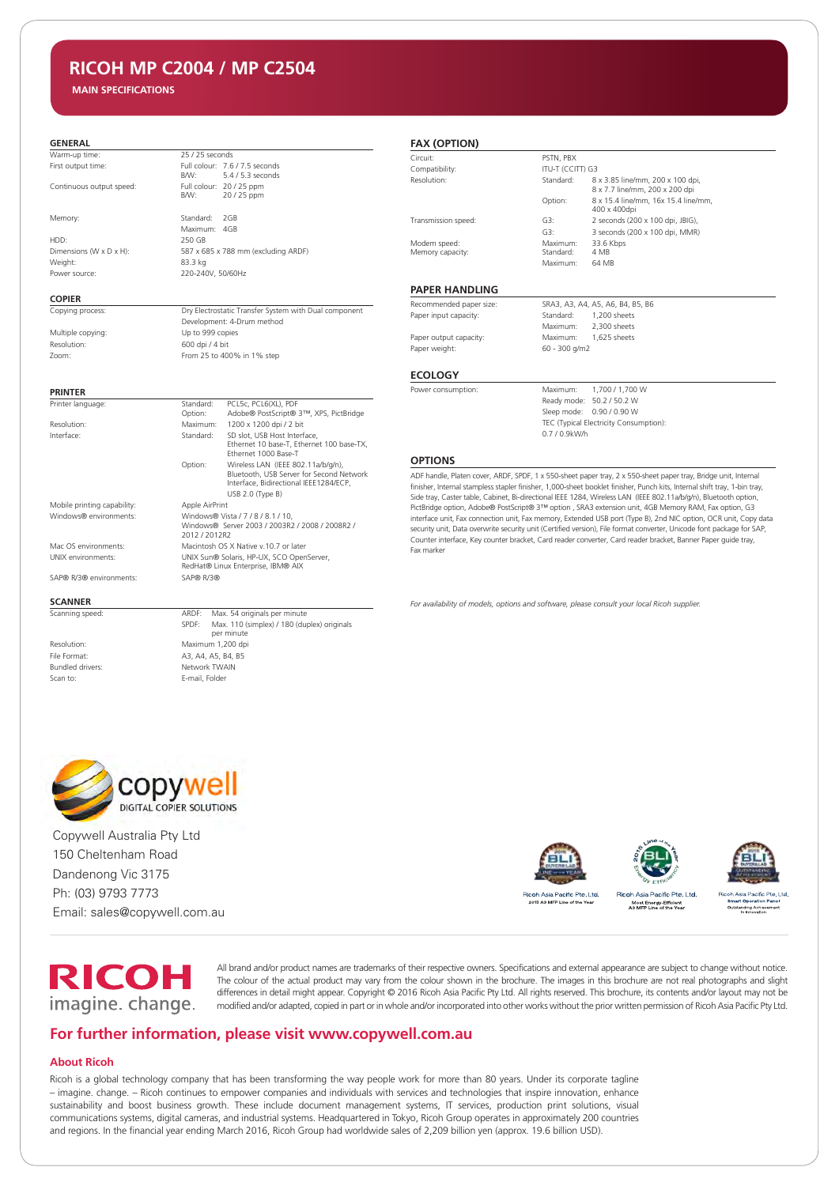# RICOH MP C2004 / MP C2504

**MAIN SPECIFICATIONS**

## GENERAL

| | |
|---|---|
| Warm-up time: | 25 / 25 seconds |
| First output time: | Full colour: 7.6 / 7.5 seconds<br>B/W: 5.4 / 5.3 seconds |
| Continuous output speed: | Full colour: 20 / 25 ppm<br>B/W: 20 / 25 ppm |
| Memory: | Standard: 2GB<br>Maximum: 4GB |
| HDD: | 250 GB |
| Dimensions (W x D x H): | 587 x 685 x 788 mm (excluding ARDF) |
| Weight: | 83.3 kg |
| Power source: | 220-240V, 50/60Hz |

## COPIER

| | |
|---|---|
| Copying process: | Dry Electrostatic Transfer System with Dual component Development: 4-Drum method |
| Multiple copying: | Up to 999 copies |
| Resolution: | 600 dpi / 4 bit |
| Zoom: | From 25 to 400% in 1% step |

## PRINTER

| | |
|---|---|
| Printer language: | Standard: PCL5c, PCL6(XL), PDF<br>Option: Adobe® PostScript® 3™, XPS, PictBridge |
| Resolution: | Maximum: 1200 x 1200 dpi / 2 bit |
| Interface: | Standard: SD slot, USB Host Interface, Ethernet 10 base-T, Ethernet 100 Base-TX, Ethernet 1000 Base-T<br>Option: Wireless LAN (IEEE 802.11a/b/g/n), Bluetooth, USB Server for Second Network Interface, Bidirectional IEEE1284/ECP, USB 2.0 (Type B) |
| Mobile printing capability: | Apple AirPrint |
| Windows® environments: | Windows® Vista / 7 / 8 / 8.1 / 10, Windows® Server 2003 / 2003R2 / 2008 / 2008R2 / 2012 / 2012R2 |
| Mac OS environments: | Macintosh OS X Native v.10.7 or later |
| UNIX environments: | UNIX Sun® Solaris, HP-UX, SCO OpenServer, RedHat® Linux Enterprise, IBM® AIX |
| SAP® R/3® environments: | SAP® R/3® |

## SCANNER

| | |
|---|---|
| Scanning speed: | ARDF: Max. 54 originals per minute<br>SPDF: Max. 110 (simplex) / 180 (duplex) originals per minute |
| Resolution: | Maximum 1,200 dpi |
| File Format: | A3, A4, A5, B4, B5 |
| Bundled drivers: | Network TWAIN |
| Scan to: | E-mail, Folder |

## FAX (OPTION)

| | |
|---|---|
| Circuit: | PSTN, PBX |
| Compatibility: | ITU-T (CCITT) G3 |
| Resolution: | Standard: 8 x 3.85 line/mm, 200 x 100 dpi, 8 x 7.7 line/mm, 200 x 200 dpi<br>Option: 8 x 15.4 line/mm, 16x 15.4 line/mm, 400 x 400dpi |
| Transmission speed: | G3: 2 seconds (200 x 100 dpi, JBIG),<br>G3: 3 seconds (200 x 100 dpi, MMR) |
| Modem speed: | Maximum: 33.6 Kbps |
| Memory capacity: | Standard: 4 MB<br>Maximum: 64 MB |

## PAPER HANDLING

| | |
|---|---|
| Recommended paper size: | SRA3, A3, A4, A5, A6, B4, B5, B6 |
| Paper input capacity: | Standard: 1,200 sheets<br>Maximum: 2,300 sheets |
| Paper output capacity: | Maximum: 1,625 sheets |
| Paper weight: | 60 - 300 g/m2 |

## ECOLOGY

| | |
|---|---|
| Power consumption: | Maximum: 1,700 / 1,700 W<br>Ready mode: 50.2 / 50.2 W<br>Sleep mode: 0.90 / 0.90 W<br>TEC (Typical Electricity Consumption): 0.7 / 0.9kW/h |

## OPTIONS

ADF handle, Platen cover, ARDF, SPDF, 1 x 550-sheet paper tray, 2 x 550-sheet paper tray, Bridge unit, Internal finisher, Internal stampless stapler finisher, 1,000-sheet booklet finisher, Punch kits, Internal shift tray, 1-bin tray, Side tray, Caster table, Cabinet, Bi-directional IEEE 1284, Wireless LAN (IEEE 802.11a/b/g/n), Bluetooth option, PictBridge option, Adobe® PostScript® 3™ option , SRA3 extension unit, 4GB Memory RAM, Fax option, G3 interface unit, Fax connection unit, Fax memory, Extended USB port (Type B), 2nd NIC option, OCR unit, Copy data security unit, Data overwrite security unit (Certified version), File format converter, Unicode font package for SAP, Counter interface, Key counter bracket, Card reader converter, Card reader bracket, Banner Paper guide tray, Fax marker

*For availability of models, options and software, please consult your local Ricoh supplier.*

copywell DIGITAL COPIER SOLUTIONS

Copywell Australia Pty Ltd
150 Cheltenham Road
Dandenong Vic 3175
Ph: (03) 9793 7773
Email: sales@copywell.com.au

Ricoh Asia Pacific Pte. Ltd. 2015 A3 MFP Line of the Year

Ricoh Asia Pacific Pte. Ltd. Most Energy-Efficient A3 MFP Line of the Year

Ricoh Asia Pacific Pte. Ltd. Smart Operation Panel Outstanding Achievement in Innovation

RICOH imagine. change.

All brand and/or product names are trademarks of their respective owners. Specifications and external appearance are subject to change without notice. The colour of the actual product may vary from the colour shown in the brochure. The images in this brochure are not real photographs and slight differences in detail might appear. Copyright © 2016 Ricoh Asia Pacific Pty Ltd. All rights reserved. This brochure, its contents and/or layout may not be modified and/or adapted, copied in part or in whole and/or incorporated into other works without the prior written permission of Ricoh Asia Pacific Pty Ltd.

## For further information, please visit www.copywell.com.au

### About Ricoh

Ricoh is a global technology company that has been transforming the way people work for more than 80 years. Under its corporate tagline – imagine. change. – Ricoh continues to empower companies and individuals with services and technologies that inspire innovation, enhance sustainability and boost business growth. These include document management systems, IT services, production print solutions, visual communications systems, digital cameras, and industrial systems. Headquartered in Tokyo, Ricoh Group operates in approximately 200 countries and regions. In the financial year ending March 2016, Ricoh Group had worldwide sales of 2,209 billion yen (approx. 19.6 billion USD).